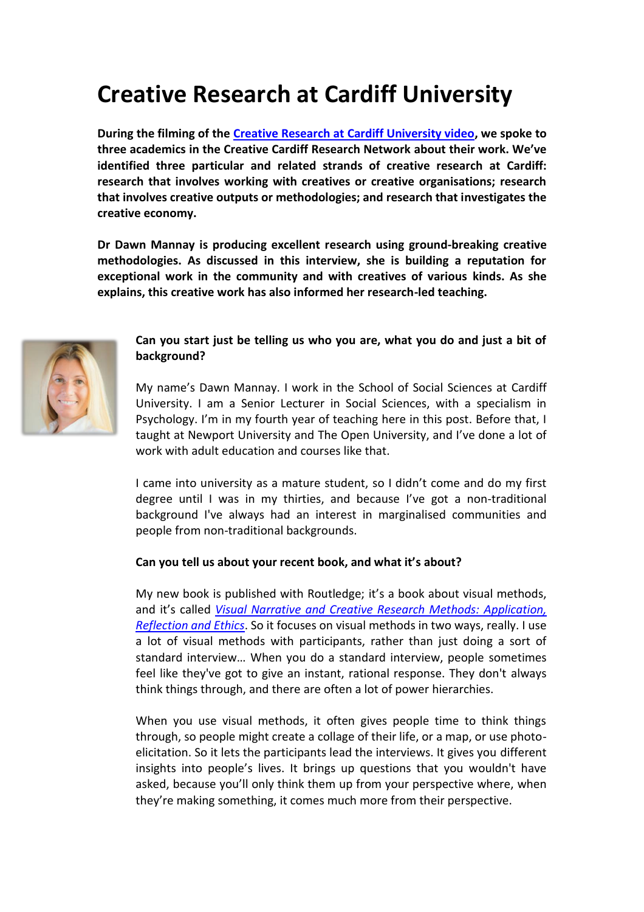# Creative Research at Cardiff University

**During the filming of the Creative Research at Cardiff University video, we spoke to three academics in the Creative Cardiff Research Network about their work. We've identified three particular and related strands of creative research at Cardiff: research that involves working with creatives or creative organisations; research that involves creative outputs or methodologies; and research that investigates the creative economy.**

**Dr Dawn Mannay is producing excellent research using ground-breaking creative methodologies. As discussed in this interview, she is building a reputation for exceptional work in the community and with creatives of various kinds. As she explains, this creative work has also informed her research-led teaching.**

**Can you start just be telling us who you are, what you do and just a bit of background?**

My name's Dawn Mannay. I work in the School of Social Sciences at Cardiff University. I am a Senior Lecturer in Social Sciences, with a specialism in Psychology. I'm in my fourth year of teaching here in this post. Before that, I taught at Newport University and The Open University, and I've done a lot of work with adult education and courses like that.

I came into university as a mature student, so I didn't come and do my first degree until I was in my thirties, and because I've got a non-traditional background I've always had an interest in marginalised communities and people from non-traditional backgrounds.

**Can you tell us about your recent book, and what it's about?**

My new book is published with Routledge; it's a book about visual methods, and it's called *Visual Narrative and Creative Research Methods: Application, Reflection and Ethics*. So it focuses on visual methods in two ways, really. I use a lot of visual methods with participants, rather than just doing a sort of standard interview… When you do a standard interview, people sometimes feel like they've got to give an instant, rational response. They don't always think things through, and there are often a lot of power hierarchies.

When you use visual methods, it often gives people time to think things through, so people might create a collage of their life, or a map, or use photo-elicitation. So it lets the participants lead the interviews. It gives you different insights into people's lives. It brings up questions that you wouldn't have asked, because you'll only think them up from your perspective where, when they're making something, it comes much more from their perspective.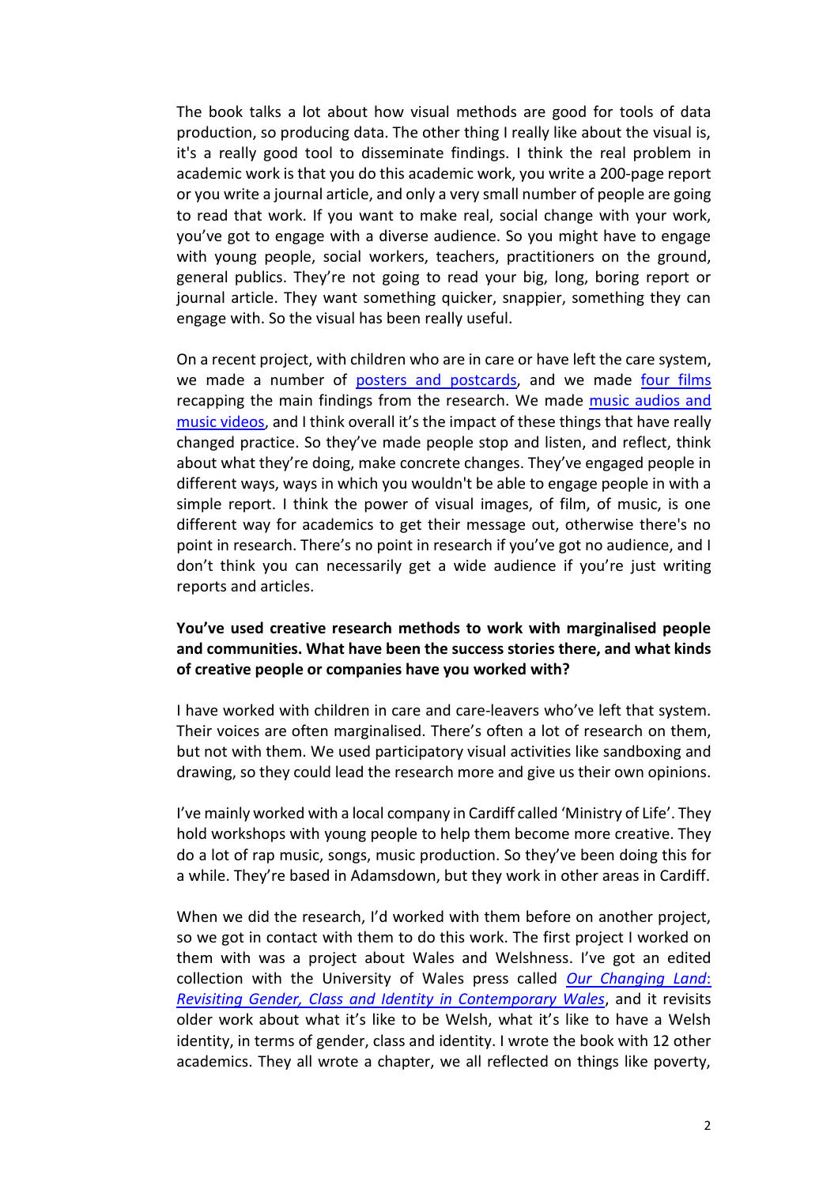The book talks a lot about how visual methods are good for tools of data production, so producing data. The other thing I really like about the visual is, it's a really good tool to disseminate findings. I think the real problem in academic work is that you do this academic work, you write a 200-page report or you write a journal article, and only a very small number of people are going to read that work. If you want to make real, social change with your work, you've got to engage with a diverse audience. So you might have to engage with young people, social workers, teachers, practitioners on the ground, general publics. They're not going to read your big, long, boring report or journal article. They want something quicker, snappier, something they can engage with. So the visual has been really useful.

On a recent project, with children who are in care or have left the care system, we made a number of posters and postcards, and we made four films recapping the main findings from the research. We made music audios and music videos, and I think overall it's the impact of these things that have really changed practice. So they've made people stop and listen, and reflect, think about what they're doing, make concrete changes. They've engaged people in different ways, ways in which you wouldn't be able to engage people in with a simple report. I think the power of visual images, of film, of music, is one different way for academics to get their message out, otherwise there's no point in research. There's no point in research if you've got no audience, and I don't think you can necessarily get a wide audience if you're just writing reports and articles.

**You've used creative research methods to work with marginalised people and communities. What have been the success stories there, and what kinds of creative people or companies have you worked with?**

I have worked with children in care and care-leavers who've left that system. Their voices are often marginalised. There's often a lot of research on them, but not with them. We used participatory visual activities like sandboxing and drawing, so they could lead the research more and give us their own opinions.

I've mainly worked with a local company in Cardiff called 'Ministry of Life'. They hold workshops with young people to help them become more creative. They do a lot of rap music, songs, music production. So they've been doing this for a while. They're based in Adamsdown, but they work in other areas in Cardiff.

When we did the research, I'd worked with them before on another project, so we got in contact with them to do this work. The first project I worked on them with was a project about Wales and Welshness. I've got an edited collection with the University of Wales press called *Our Changing Land: Revisiting Gender, Class and Identity in Contemporary Wales*, and it revisits older work about what it's like to be Welsh, what it's like to have a Welsh identity, in terms of gender, class and identity. I wrote the book with 12 other academics. They all wrote a chapter, we all reflected on things like poverty,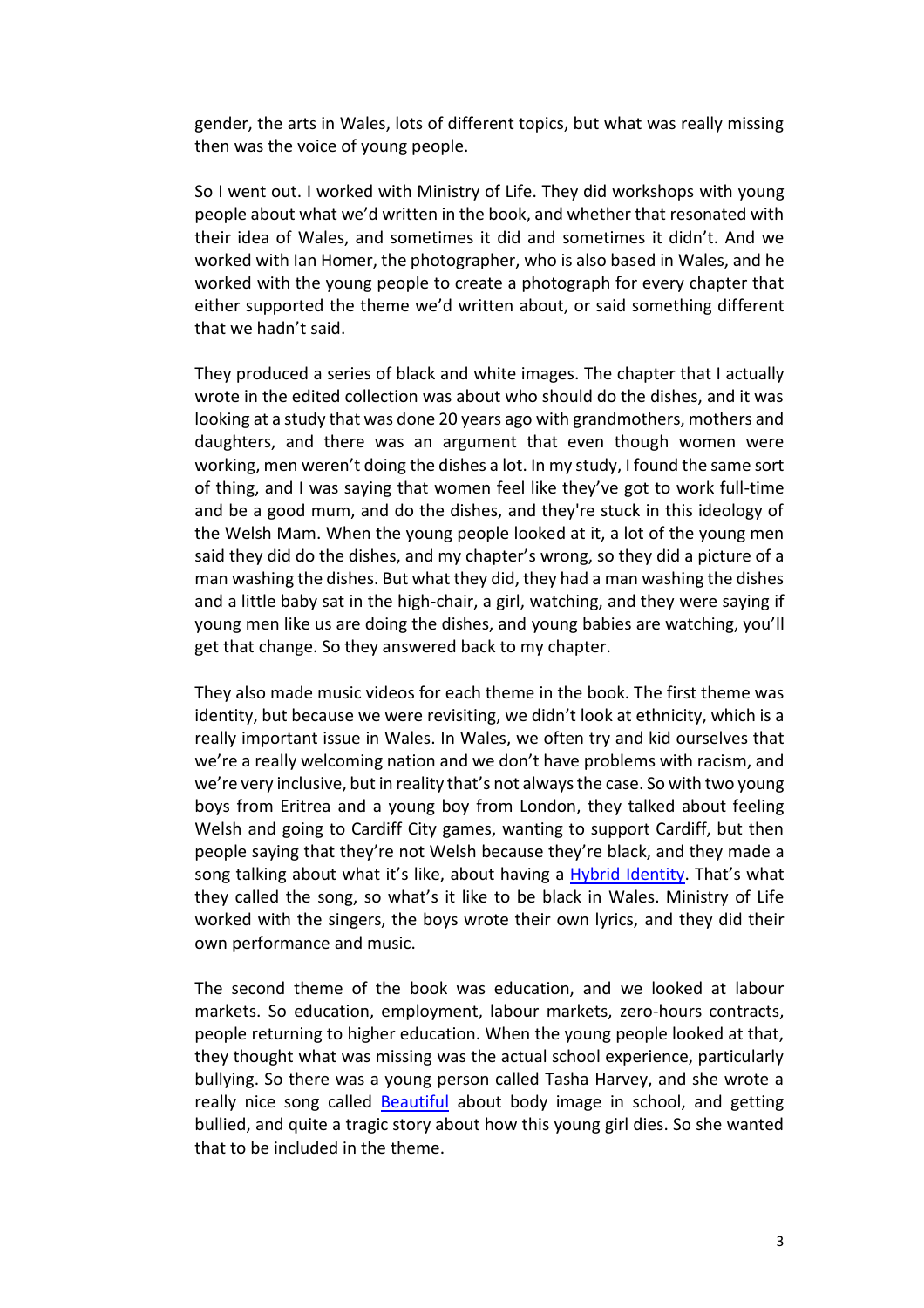gender, the arts in Wales, lots of different topics, but what was really missing then was the voice of young people.

So I went out. I worked with Ministry of Life. They did workshops with young people about what we'd written in the book, and whether that resonated with their idea of Wales, and sometimes it did and sometimes it didn't. And we worked with Ian Homer, the photographer, who is also based in Wales, and he worked with the young people to create a photograph for every chapter that either supported the theme we'd written about, or said something different that we hadn't said.

They produced a series of black and white images. The chapter that I actually wrote in the edited collection was about who should do the dishes, and it was looking at a study that was done 20 years ago with grandmothers, mothers and daughters, and there was an argument that even though women were working, men weren't doing the dishes a lot. In my study, I found the same sort of thing, and I was saying that women feel like they've got to work full-time and be a good mum, and do the dishes, and they're stuck in this ideology of the Welsh Mam. When the young people looked at it, a lot of the young men said they did do the dishes, and my chapter's wrong, so they did a picture of a man washing the dishes. But what they did, they had a man washing the dishes and a little baby sat in the high-chair, a girl, watching, and they were saying if young men like us are doing the dishes, and young babies are watching, you'll get that change. So they answered back to my chapter.

They also made music videos for each theme in the book. The first theme was identity, but because we were revisiting, we didn't look at ethnicity, which is a really important issue in Wales. In Wales, we often try and kid ourselves that we're a really welcoming nation and we don't have problems with racism, and we're very inclusive, but in reality that's not always the case. So with two young boys from Eritrea and a young boy from London, they talked about feeling Welsh and going to Cardiff City games, wanting to support Cardiff, but then people saying that they're not Welsh because they're black, and they made a song talking about what it's like, about having a Hybrid Identity. That's what they called the song, so what's it like to be black in Wales. Ministry of Life worked with the singers, the boys wrote their own lyrics, and they did their own performance and music.

The second theme of the book was education, and we looked at labour markets. So education, employment, labour markets, zero-hours contracts, people returning to higher education. When the young people looked at that, they thought what was missing was the actual school experience, particularly bullying. So there was a young person called Tasha Harvey, and she wrote a really nice song called Beautiful about body image in school, and getting bullied, and quite a tragic story about how this young girl dies. So she wanted that to be included in the theme.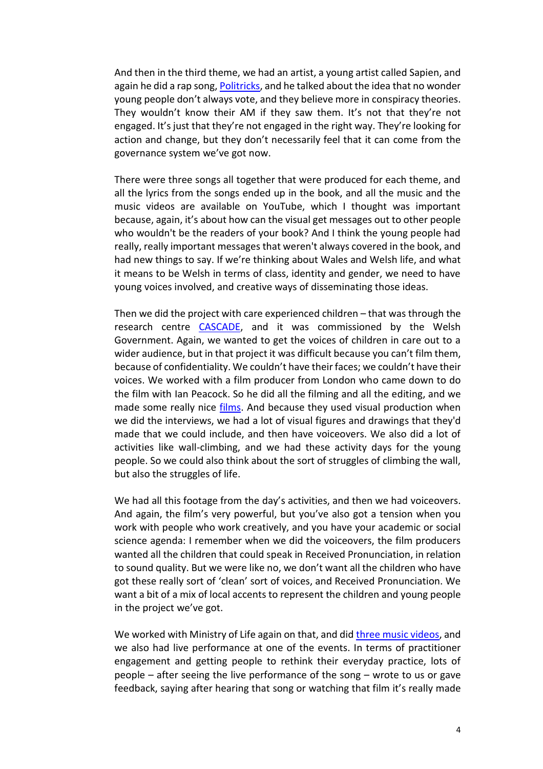And then in the third theme, we had an artist, a young artist called Sapien, and again he did a rap song, Politricks, and he talked about the idea that no wonder young people don't always vote, and they believe more in conspiracy theories. They wouldn't know their AM if they saw them. It's not that they're not engaged. It's just that they're not engaged in the right way. They're looking for action and change, but they don't necessarily feel that it can come from the governance system we've got now.

There were three songs all together that were produced for each theme, and all the lyrics from the songs ended up in the book, and all the music and the music videos are available on YouTube, which I thought was important because, again, it's about how can the visual get messages out to other people who wouldn't be the readers of your book? And I think the young people had really, really important messages that weren't always covered in the book, and had new things to say. If we're thinking about Wales and Welsh life, and what it means to be Welsh in terms of class, identity and gender, we need to have young voices involved, and creative ways of disseminating those ideas.

Then we did the project with care experienced children – that was through the research centre CASCADE, and it was commissioned by the Welsh Government. Again, we wanted to get the voices of children in care out to a wider audience, but in that project it was difficult because you can't film them, because of confidentiality. We couldn't have their faces; we couldn't have their voices. We worked with a film producer from London who came down to do the film with Ian Peacock. So he did all the filming and all the editing, and we made some really nice films. And because they used visual production when we did the interviews, we had a lot of visual figures and drawings that they'd made that we could include, and then have voiceovers. We also did a lot of activities like wall-climbing, and we had these activity days for the young people. So we could also think about the sort of struggles of climbing the wall, but also the struggles of life.

We had all this footage from the day's activities, and then we had voiceovers. And again, the film's very powerful, but you've also got a tension when you work with people who work creatively, and you have your academic or social science agenda: I remember when we did the voiceovers, the film producers wanted all the children that could speak in Received Pronunciation, in relation to sound quality. But we were like no, we don't want all the children who have got these really sort of 'clean' sort of voices, and Received Pronunciation. We want a bit of a mix of local accents to represent the children and young people in the project we've got.

We worked with Ministry of Life again on that, and did three music videos, and we also had live performance at one of the events. In terms of practitioner engagement and getting people to rethink their everyday practice, lots of people – after seeing the live performance of the song – wrote to us or gave feedback, saying after hearing that song or watching that film it's really made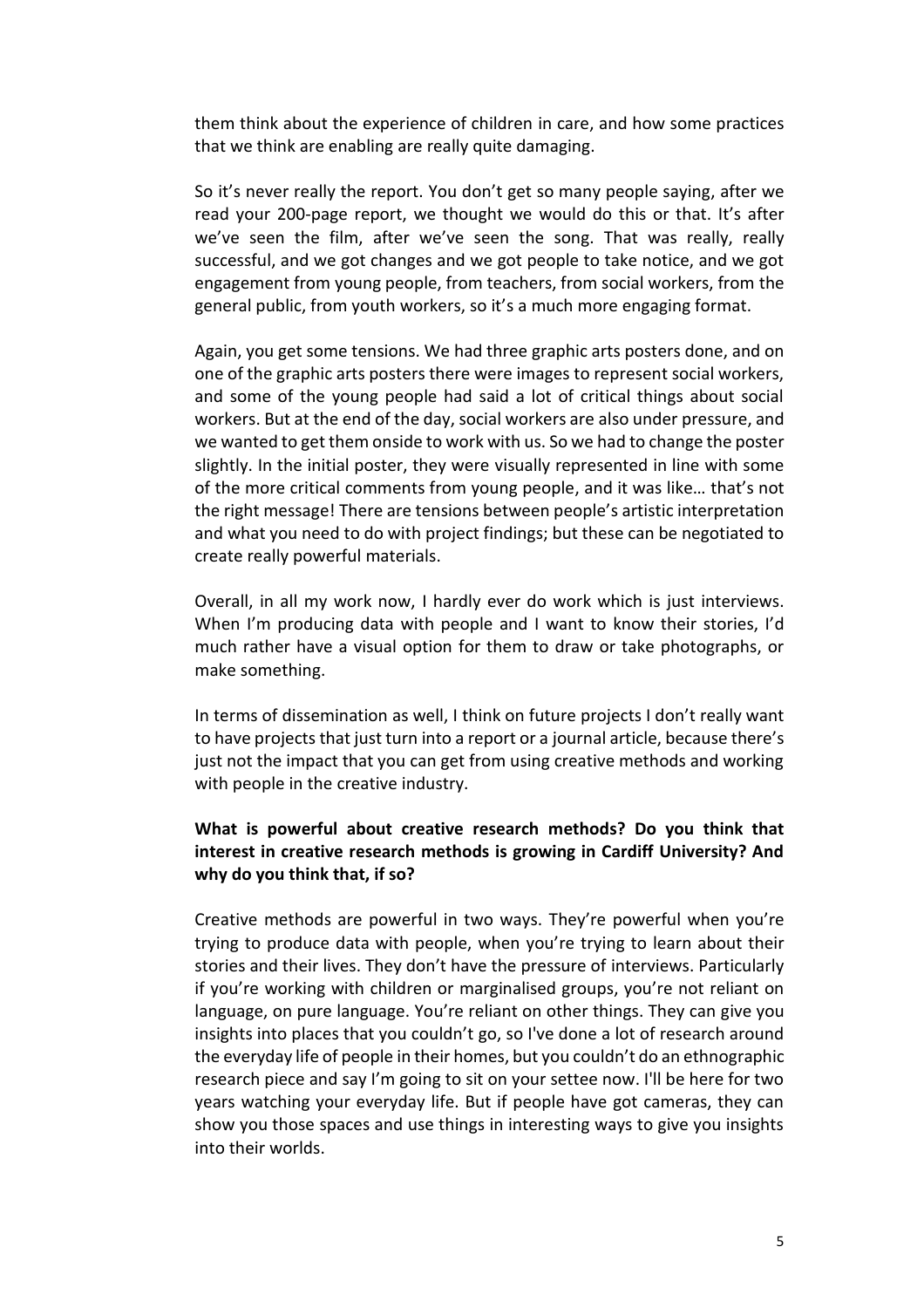them think about the experience of children in care, and how some practices that we think are enabling are really quite damaging.

So it's never really the report. You don't get so many people saying, after we read your 200-page report, we thought we would do this or that. It's after we've seen the film, after we've seen the song. That was really, really successful, and we got changes and we got people to take notice, and we got engagement from young people, from teachers, from social workers, from the general public, from youth workers, so it's a much more engaging format.

Again, you get some tensions. We had three graphic arts posters done, and on one of the graphic arts posters there were images to represent social workers, and some of the young people had said a lot of critical things about social workers. But at the end of the day, social workers are also under pressure, and we wanted to get them onside to work with us. So we had to change the poster slightly. In the initial poster, they were visually represented in line with some of the more critical comments from young people, and it was like… that's not the right message! There are tensions between people's artistic interpretation and what you need to do with project findings; but these can be negotiated to create really powerful materials.

Overall, in all my work now, I hardly ever do work which is just interviews. When I'm producing data with people and I want to know their stories, I'd much rather have a visual option for them to draw or take photographs, or make something.

In terms of dissemination as well, I think on future projects I don't really want to have projects that just turn into a report or a journal article, because there's just not the impact that you can get from using creative methods and working with people in the creative industry.

**What is powerful about creative research methods? Do you think that interest in creative research methods is growing in Cardiff University? And why do you think that, if so?**

Creative methods are powerful in two ways. They're powerful when you're trying to produce data with people, when you're trying to learn about their stories and their lives. They don't have the pressure of interviews. Particularly if you're working with children or marginalised groups, you're not reliant on language, on pure language. You're reliant on other things. They can give you insights into places that you couldn't go, so I've done a lot of research around the everyday life of people in their homes, but you couldn't do an ethnographic research piece and say I'm going to sit on your settee now. I'll be here for two years watching your everyday life. But if people have got cameras, they can show you those spaces and use things in interesting ways to give you insights into their worlds.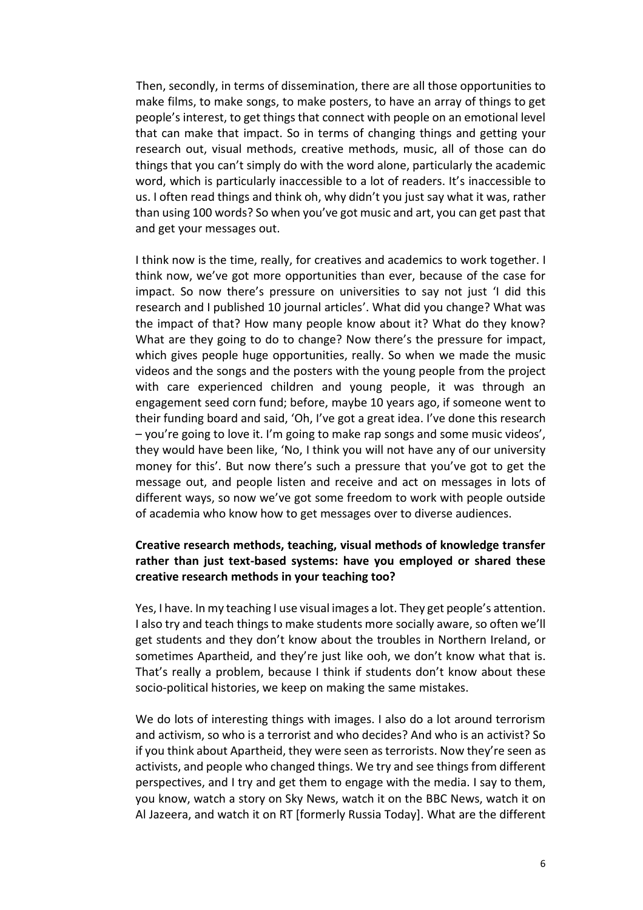Then, secondly, in terms of dissemination, there are all those opportunities to make films, to make songs, to make posters, to have an array of things to get people's interest, to get things that connect with people on an emotional level that can make that impact. So in terms of changing things and getting your research out, visual methods, creative methods, music, all of those can do things that you can't simply do with the word alone, particularly the academic word, which is particularly inaccessible to a lot of readers. It's inaccessible to us. I often read things and think oh, why didn't you just say what it was, rather than using 100 words? So when you've got music and art, you can get past that and get your messages out.

I think now is the time, really, for creatives and academics to work together. I think now, we've got more opportunities than ever, because of the case for impact. So now there's pressure on universities to say not just 'I did this research and I published 10 journal articles'. What did you change? What was the impact of that? How many people know about it? What do they know? What are they going to do to change? Now there's the pressure for impact, which gives people huge opportunities, really. So when we made the music videos and the songs and the posters with the young people from the project with care experienced children and young people, it was through an engagement seed corn fund; before, maybe 10 years ago, if someone went to their funding board and said, 'Oh, I've got a great idea. I've done this research – you're going to love it. I'm going to make rap songs and some music videos', they would have been like, 'No, I think you will not have any of our university money for this'. But now there's such a pressure that you've got to get the message out, and people listen and receive and act on messages in lots of different ways, so now we've got some freedom to work with people outside of academia who know how to get messages over to diverse audiences.

**Creative research methods, teaching, visual methods of knowledge transfer rather than just text-based systems: have you employed or shared these creative research methods in your teaching too?**

Yes, I have. In my teaching I use visual images a lot. They get people's attention. I also try and teach things to make students more socially aware, so often we'll get students and they don't know about the troubles in Northern Ireland, or sometimes Apartheid, and they're just like ooh, we don't know what that is. That's really a problem, because I think if students don't know about these socio-political histories, we keep on making the same mistakes.

We do lots of interesting things with images. I also do a lot around terrorism and activism, so who is a terrorist and who decides? And who is an activist? So if you think about Apartheid, they were seen as terrorists. Now they're seen as activists, and people who changed things. We try and see things from different perspectives, and I try and get them to engage with the media. I say to them, you know, watch a story on Sky News, watch it on the BBC News, watch it on Al Jazeera, and watch it on RT [formerly Russia Today]. What are the different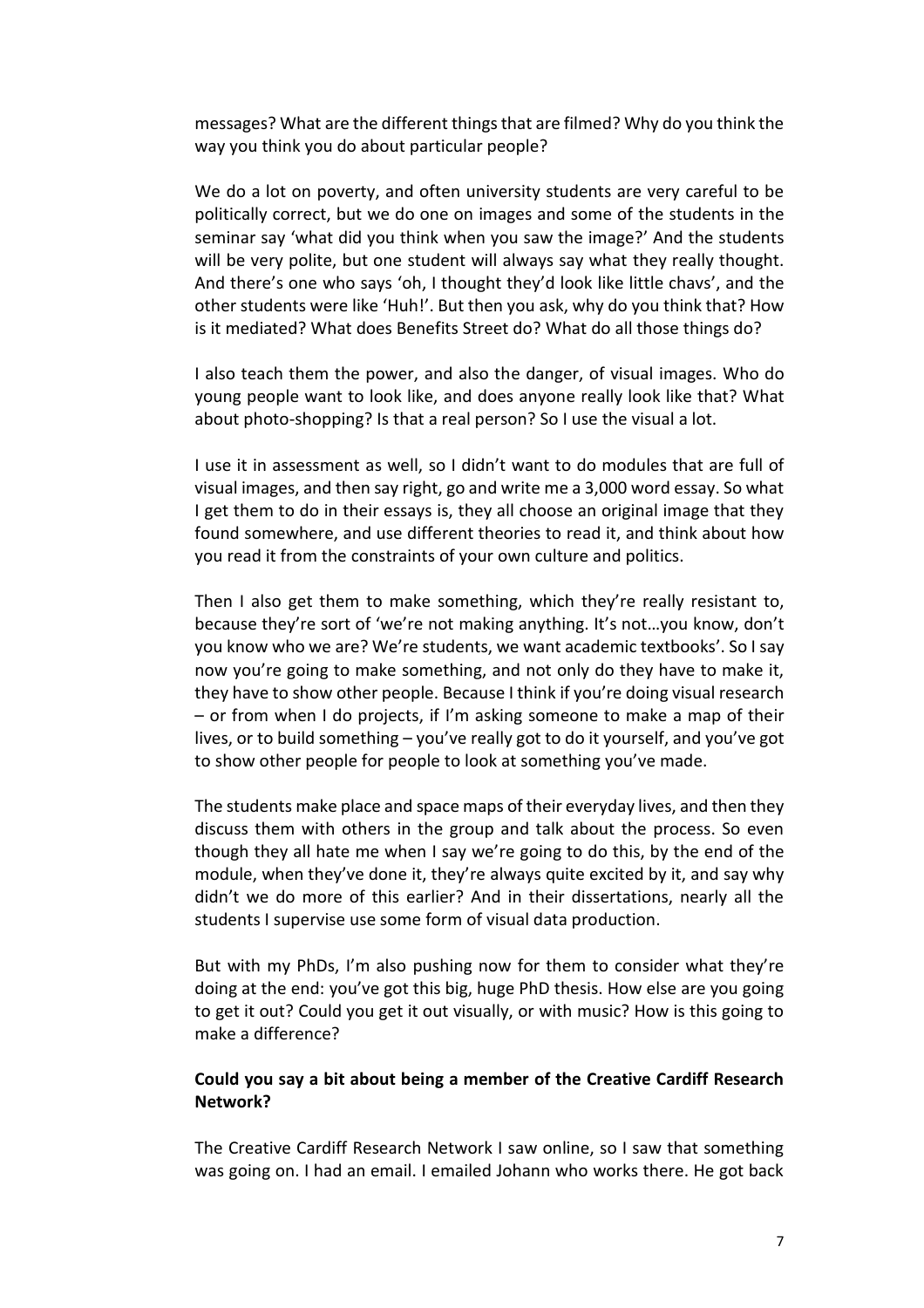messages? What are the different things that are filmed? Why do you think the way you think you do about particular people?

We do a lot on poverty, and often university students are very careful to be politically correct, but we do one on images and some of the students in the seminar say 'what did you think when you saw the image?' And the students will be very polite, but one student will always say what they really thought. And there's one who says 'oh, I thought they'd look like little chavs', and the other students were like 'Huh!'. But then you ask, why do you think that? How is it mediated? What does Benefits Street do? What do all those things do?

I also teach them the power, and also the danger, of visual images. Who do young people want to look like, and does anyone really look like that? What about photo-shopping? Is that a real person? So I use the visual a lot.

I use it in assessment as well, so I didn't want to do modules that are full of visual images, and then say right, go and write me a 3,000 word essay. So what I get them to do in their essays is, they all choose an original image that they found somewhere, and use different theories to read it, and think about how you read it from the constraints of your own culture and politics.

Then I also get them to make something, which they're really resistant to, because they're sort of 'we're not making anything. It's not…you know, don't you know who we are? We're students, we want academic textbooks'. So I say now you're going to make something, and not only do they have to make it, they have to show other people. Because I think if you're doing visual research – or from when I do projects, if I'm asking someone to make a map of their lives, or to build something – you've really got to do it yourself, and you've got to show other people for people to look at something you've made.

The students make place and space maps of their everyday lives, and then they discuss them with others in the group and talk about the process. So even though they all hate me when I say we're going to do this, by the end of the module, when they've done it, they're always quite excited by it, and say why didn't we do more of this earlier? And in their dissertations, nearly all the students I supervise use some form of visual data production.

But with my PhDs, I'm also pushing now for them to consider what they're doing at the end: you've got this big, huge PhD thesis. How else are you going to get it out? Could you get it out visually, or with music? How is this going to make a difference?

**Could you say a bit about being a member of the Creative Cardiff Research Network?**

The Creative Cardiff Research Network I saw online, so I saw that something was going on. I had an email. I emailed Johann who works there. He got back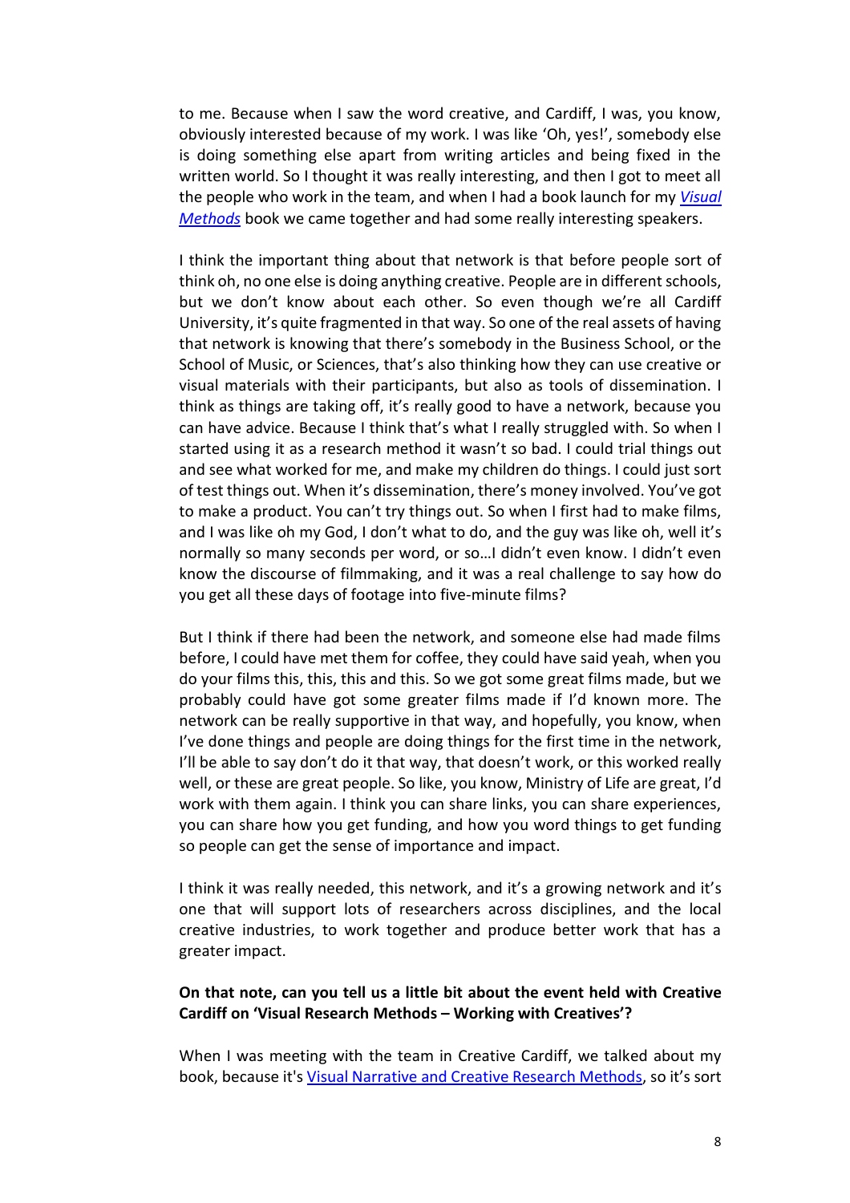to me. Because when I saw the word creative, and Cardiff, I was, you know, obviously interested because of my work. I was like 'Oh, yes!', somebody else is doing something else apart from writing articles and being fixed in the written world. So I thought it was really interesting, and then I got to meet all the people who work in the team, and when I had a book launch for my *Visual Methods* book we came together and had some really interesting speakers.

I think the important thing about that network is that before people sort of think oh, no one else is doing anything creative. People are in different schools, but we don't know about each other. So even though we're all Cardiff University, it's quite fragmented in that way. So one of the real assets of having that network is knowing that there's somebody in the Business School, or the School of Music, or Sciences, that's also thinking how they can use creative or visual materials with their participants, but also as tools of dissemination. I think as things are taking off, it's really good to have a network, because you can have advice. Because I think that's what I really struggled with. So when I started using it as a research method it wasn't so bad. I could trial things out and see what worked for me, and make my children do things. I could just sort of test things out. When it's dissemination, there's money involved. You've got to make a product. You can't try things out. So when I first had to make films, and I was like oh my God, I don't what to do, and the guy was like oh, well it's normally so many seconds per word, or so…I didn't even know. I didn't even know the discourse of filmmaking, and it was a real challenge to say how do you get all these days of footage into five-minute films?

But I think if there had been the network, and someone else had made films before, I could have met them for coffee, they could have said yeah, when you do your films this, this, this and this. So we got some great films made, but we probably could have got some greater films made if I'd known more. The network can be really supportive in that way, and hopefully, you know, when I've done things and people are doing things for the first time in the network, I'll be able to say don't do it that way, that doesn't work, or this worked really well, or these are great people. So like, you know, Ministry of Life are great, I'd work with them again. I think you can share links, you can share experiences, you can share how you get funding, and how you word things to get funding so people can get the sense of importance and impact.

I think it was really needed, this network, and it's a growing network and it's one that will support lots of researchers across disciplines, and the local creative industries, to work together and produce better work that has a greater impact.

**On that note, can you tell us a little bit about the event held with Creative Cardiff on 'Visual Research Methods – Working with Creatives'?**

When I was meeting with the team in Creative Cardiff, we talked about my book, because it's Visual Narrative and Creative Research Methods, so it's sort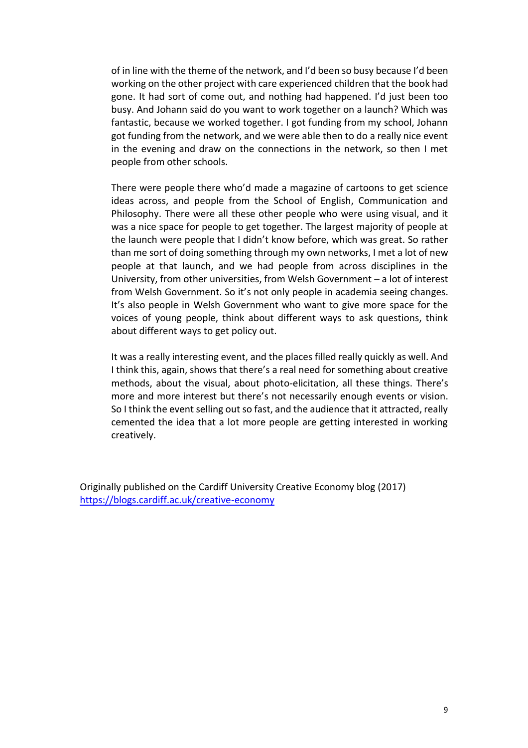of in line with the theme of the network, and I'd been so busy because I'd been working on the other project with care experienced children that the book had gone. It had sort of come out, and nothing had happened. I'd just been too busy. And Johann said do you want to work together on a launch? Which was fantastic, because we worked together. I got funding from my school, Johann got funding from the network, and we were able then to do a really nice event in the evening and draw on the connections in the network, so then I met people from other schools.

There were people there who'd made a magazine of cartoons to get science ideas across, and people from the School of English, Communication and Philosophy. There were all these other people who were using visual, and it was a nice space for people to get together. The largest majority of people at the launch were people that I didn't know before, which was great. So rather than me sort of doing something through my own networks, I met a lot of new people at that launch, and we had people from across disciplines in the University, from other universities, from Welsh Government – a lot of interest from Welsh Government. So it's not only people in academia seeing changes. It's also people in Welsh Government who want to give more space for the voices of young people, think about different ways to ask questions, think about different ways to get policy out.

It was a really interesting event, and the places filled really quickly as well. And I think this, again, shows that there's a real need for something about creative methods, about the visual, about photo-elicitation, all these things. There's more and more interest but there's not necessarily enough events or vision. So I think the event selling out so fast, and the audience that it attracted, really cemented the idea that a lot more people are getting interested in working creatively.

Originally published on the Cardiff University Creative Economy blog (2017)
https://blogs.cardiff.ac.uk/creative-economy